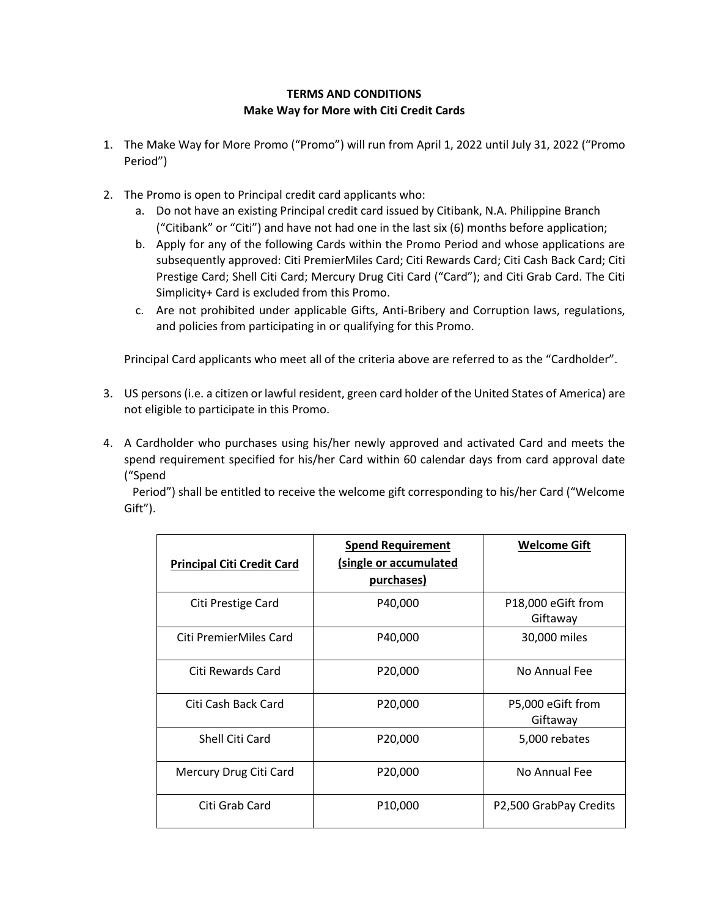**TERMS AND CONDITIONS**
**Make Way for More with Citi Credit Cards**

1. The Make Way for More Promo ("Promo") will run from April 1, 2022 until July 31, 2022 ("Promo Period")

2. The Promo is open to Principal credit card applicants who:
   a. Do not have an existing Principal credit card issued by Citibank, N.A. Philippine Branch ("Citibank" or "Citi") and have not had one in the last six (6) months before application;
   b. Apply for any of the following Cards within the Promo Period and whose applications are subsequently approved: Citi PremierMiles Card; Citi Rewards Card; Citi Cash Back Card; Citi Prestige Card; Shell Citi Card; Mercury Drug Citi Card ("Card"); and Citi Grab Card. The Citi Simplicity+ Card is excluded from this Promo.
   c. Are not prohibited under applicable Gifts, Anti-Bribery and Corruption laws, regulations, and policies from participating in or qualifying for this Promo.

   Principal Card applicants who meet all of the criteria above are referred to as the "Cardholder".

3. US persons (i.e. a citizen or lawful resident, green card holder of the United States of America) are not eligible to participate in this Promo.

4. A Cardholder who purchases using his/her newly approved and activated Card and meets the spend requirement specified for his/her Card within 60 calendar days from card approval date ("Spend Period") shall be entitled to receive the welcome gift corresponding to his/her Card ("Welcome Gift").

| Principal Citi Credit Card | Spend Requirement (single or accumulated purchases) | Welcome Gift |
|---|---|---|
| Citi Prestige Card | P40,000 | P18,000 eGift from Giftaway |
| Citi PremierMiles Card | P40,000 | 30,000 miles |
| Citi Rewards Card | P20,000 | No Annual Fee |
| Citi Cash Back Card | P20,000 | P5,000 eGift from Giftaway |
| Shell Citi Card | P20,000 | 5,000 rebates |
| Mercury Drug Citi Card | P20,000 | No Annual Fee |
| Citi Grab Card | P10,000 | P2,500 GrabPay Credits |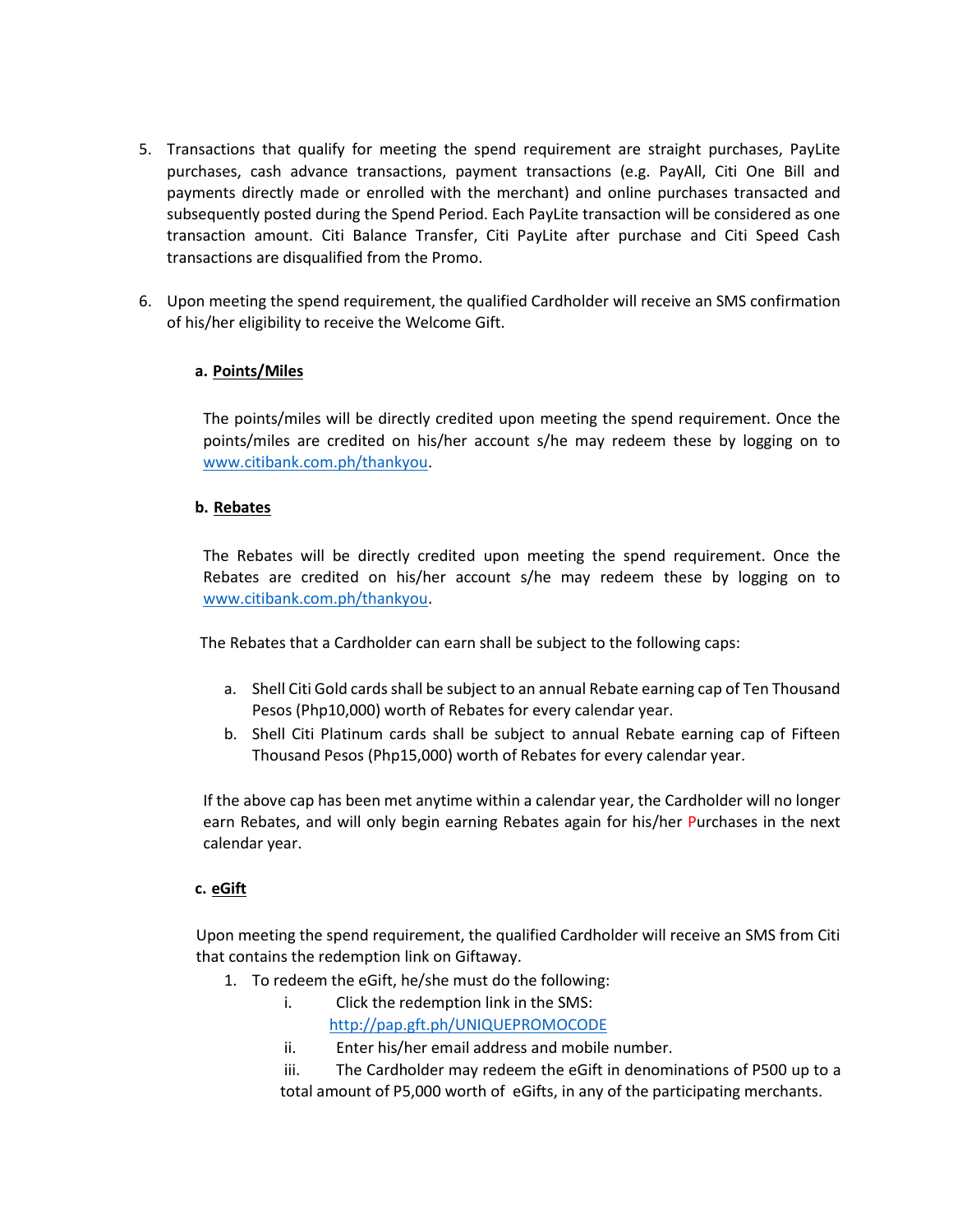5. Transactions that qualify for meeting the spend requirement are straight purchases, PayLite purchases, cash advance transactions, payment transactions (e.g. PayAll, Citi One Bill and payments directly made or enrolled with the merchant) and online purchases transacted and subsequently posted during the Spend Period. Each PayLite transaction will be considered as one transaction amount. Citi Balance Transfer, Citi PayLite after purchase and Citi Speed Cash transactions are disqualified from the Promo.

6. Upon meeting the spend requirement, the qualified Cardholder will receive an SMS confirmation of his/her eligibility to receive the Welcome Gift.

   **a. <u>Points/Miles</u>**

   The points/miles will be directly credited upon meeting the spend requirement. Once the points/miles are credited on his/her account s/he may redeem these by logging on to [www.citibank.com.ph/thankyou](www.citibank.com.ph/thankyou).

   **b. <u>Rebates</u>**

   The Rebates will be directly credited upon meeting the spend requirement. Once the Rebates are credited on his/her account s/he may redeem these by logging on to [www.citibank.com.ph/thankyou](www.citibank.com.ph/thankyou).

   The Rebates that a Cardholder can earn shall be subject to the following caps:

   a. Shell Citi Gold cards shall be subject to an annual Rebate earning cap of Ten Thousand Pesos (Php10,000) worth of Rebates for every calendar year.
   b. Shell Citi Platinum cards shall be subject to annual Rebate earning cap of Fifteen Thousand Pesos (Php15,000) worth of Rebates for every calendar year.

   If the above cap has been met anytime within a calendar year, the Cardholder will no longer earn Rebates, and will only begin earning Rebates again for his/her Purchases in the next calendar year.

   **c. <u>eGift</u>**

   Upon meeting the spend requirement, the qualified Cardholder will receive an SMS from Citi that contains the redemption link on Giftaway.

   1. To redeem the eGift, he/she must do the following:
      i. Click the redemption link in the SMS: [http://pap.gft.ph/UNIQUEPROMOCODE](http://pap.gft.ph/UNIQUEPROMOCODE)
      ii. Enter his/her email address and mobile number.
      iii. The Cardholder may redeem the eGift in denominations of P500 up to a total amount of P5,000 worth of eGifts, in any of the participating merchants.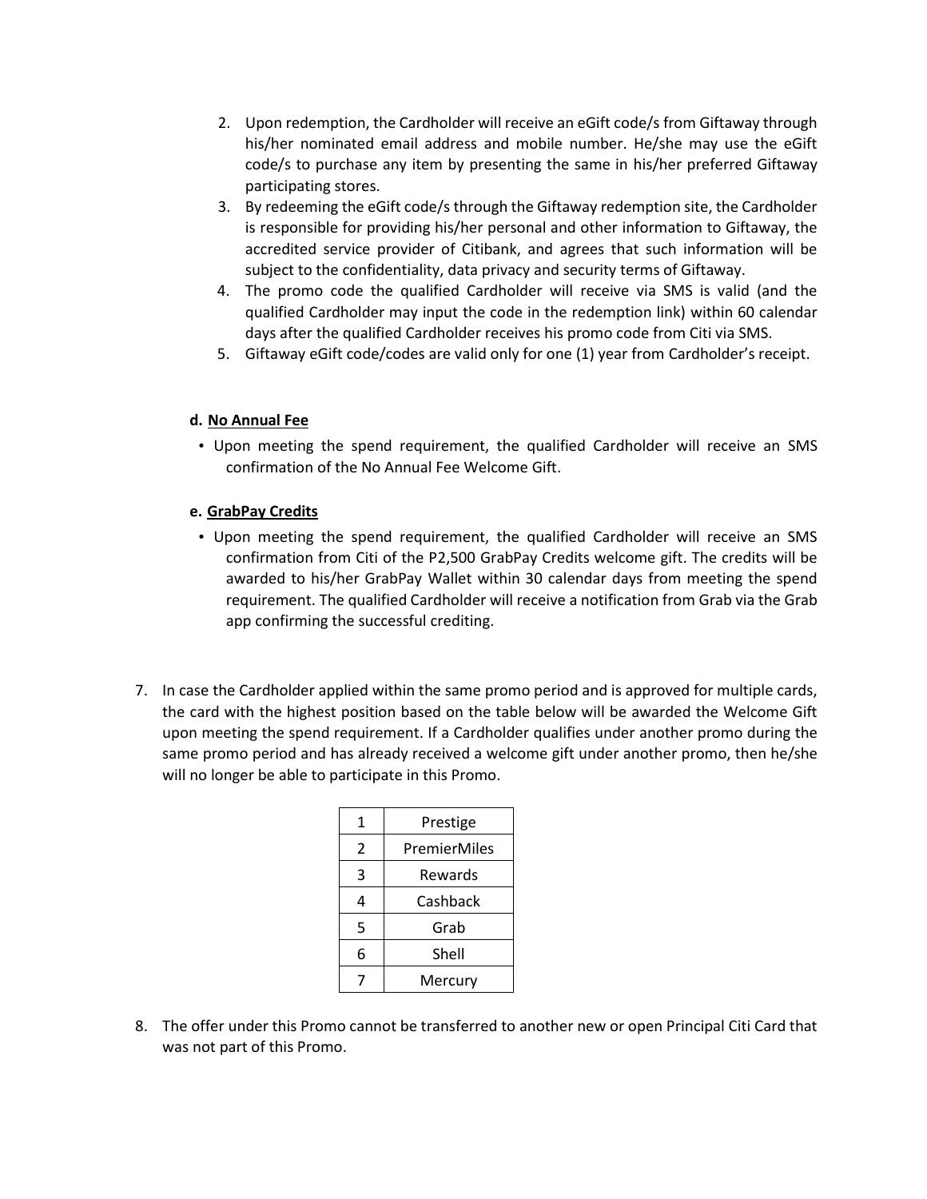2. Upon redemption, the Cardholder will receive an eGift code/s from Giftaway through his/her nominated email address and mobile number. He/she may use the eGift code/s to purchase any item by presenting the same in his/her preferred Giftaway participating stores.
3. By redeeming the eGift code/s through the Giftaway redemption site, the Cardholder is responsible for providing his/her personal and other information to Giftaway, the accredited service provider of Citibank, and agrees that such information will be subject to the confidentiality, data privacy and security terms of Giftaway.
4. The promo code the qualified Cardholder will receive via SMS is valid (and the qualified Cardholder may input the code in the redemption link) within 60 calendar days after the qualified Cardholder receives his promo code from Citi via SMS.
5. Giftaway eGift code/codes are valid only for one (1) year from Cardholder's receipt.

**d. <u>No Annual Fee</u>**

- Upon meeting the spend requirement, the qualified Cardholder will receive an SMS confirmation of the No Annual Fee Welcome Gift.

**e. <u>GrabPay Credits</u>**

- Upon meeting the spend requirement, the qualified Cardholder will receive an SMS confirmation from Citi of the P2,500 GrabPay Credits welcome gift. The credits will be awarded to his/her GrabPay Wallet within 30 calendar days from meeting the spend requirement. The qualified Cardholder will receive a notification from Grab via the Grab app confirming the successful crediting.

7. In case the Cardholder applied within the same promo period and is approved for multiple cards, the card with the highest position based on the table below will be awarded the Welcome Gift upon meeting the spend requirement. If a Cardholder qualifies under another promo during the same promo period and has already received a welcome gift under another promo, then he/she will no longer be able to participate in this Promo.

| | |
|---|---|
| 1 | Prestige |
| 2 | PremierMiles |
| 3 | Rewards |
| 4 | Cashback |
| 5 | Grab |
| 6 | Shell |
| 7 | Mercury |

8. The offer under this Promo cannot be transferred to another new or open Principal Citi Card that was not part of this Promo.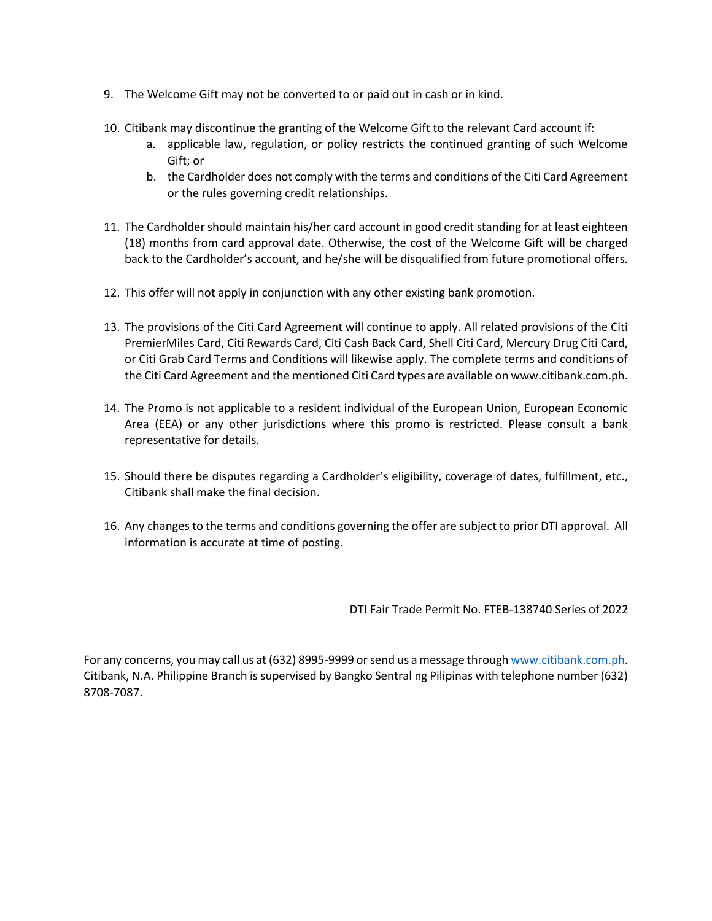9. The Welcome Gift may not be converted to or paid out in cash or in kind.

10. Citibank may discontinue the granting of the Welcome Gift to the relevant Card account if:
    a. applicable law, regulation, or policy restricts the continued granting of such Welcome Gift; or
    b. the Cardholder does not comply with the terms and conditions of the Citi Card Agreement or the rules governing credit relationships.

11. The Cardholder should maintain his/her card account in good credit standing for at least eighteen (18) months from card approval date. Otherwise, the cost of the Welcome Gift will be charged back to the Cardholder's account, and he/she will be disqualified from future promotional offers.

12. This offer will not apply in conjunction with any other existing bank promotion.

13. The provisions of the Citi Card Agreement will continue to apply. All related provisions of the Citi PremierMiles Card, Citi Rewards Card, Citi Cash Back Card, Shell Citi Card, Mercury Drug Citi Card, or Citi Grab Card Terms and Conditions will likewise apply. The complete terms and conditions of the Citi Card Agreement and the mentioned Citi Card types are available on www.citibank.com.ph.

14. The Promo is not applicable to a resident individual of the European Union, European Economic Area (EEA) or any other jurisdictions where this promo is restricted. Please consult a bank representative for details.

15. Should there be disputes regarding a Cardholder's eligibility, coverage of dates, fulfillment, etc., Citibank shall make the final decision.

16. Any changes to the terms and conditions governing the offer are subject to prior DTI approval. All information is accurate at time of posting.

DTI Fair Trade Permit No. FTEB-138740 Series of 2022

For any concerns, you may call us at (632) 8995-9999 or send us a message through [www.citibank.com.ph](http://www.citibank.com.ph). Citibank, N.A. Philippine Branch is supervised by Bangko Sentral ng Pilipinas with telephone number (632) 8708-7087.